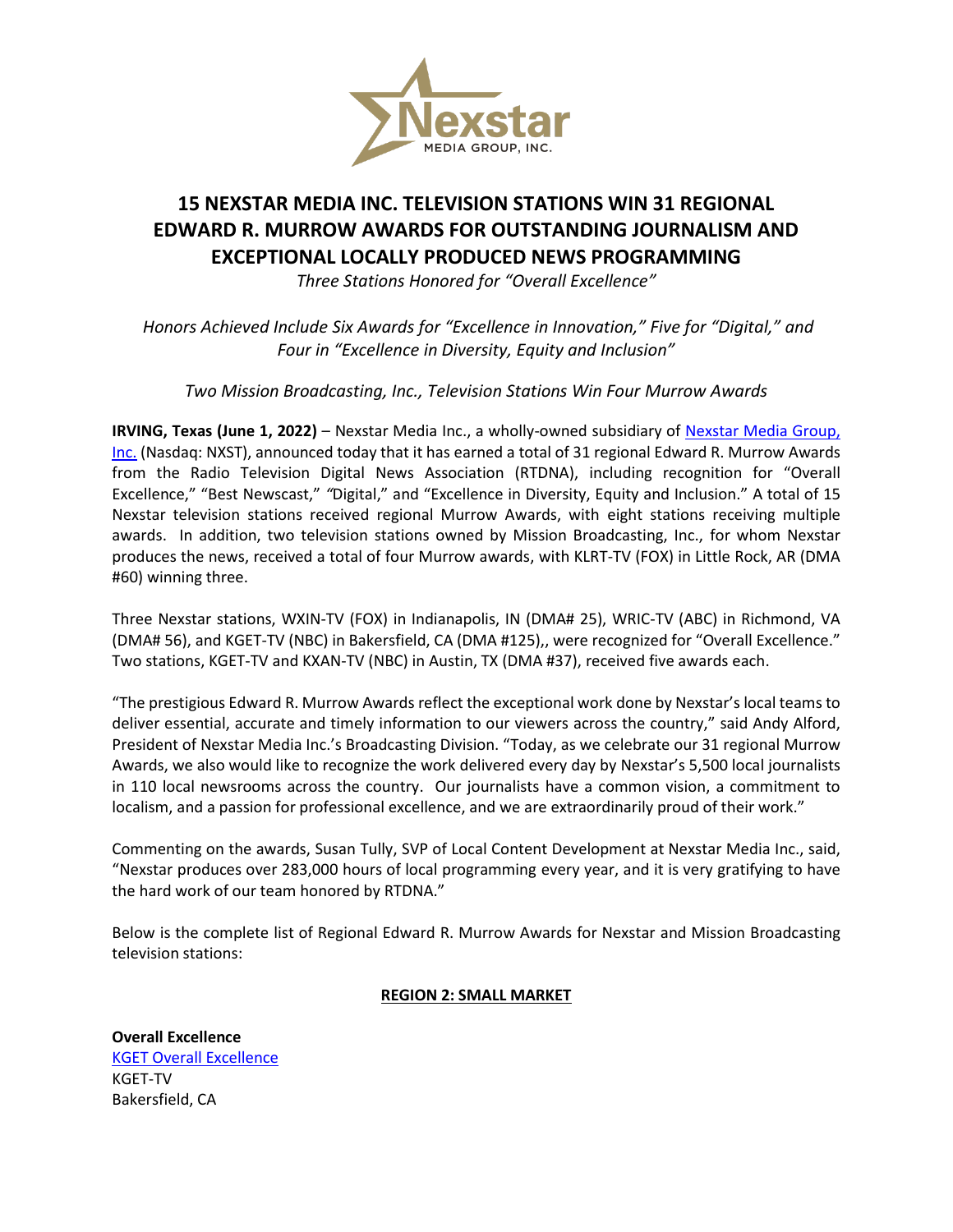# 15 NEXSTAR MEDIA INC. TELEVISION STATIONS WIN 31 REGIONAL EDWARD R. MURROW AWARDS FOR OUTSTANDING JOURNALISM AND EXCEPTIONAL LOCALLY PRODUCED NEWS PROGRAMMING

*Three Stations Honored for "Overall Excellence"*

*Honors Achieved Include Six Awards for "Excellence in Innovation," Five for "Digital," and Four in "Excellence in Diversity, Equity and Inclusion"*

*Two Mission Broadcasting, Inc., Television Stations Win Four Murrow Awards*

**IRVING, Texas (June 1, 2022)** – Nexstar Media Inc., a wholly-owned subsidiary of [Nexstar Media Group, Inc.](Nexstar Media Group, Inc.) (Nasdaq: NXST), announced today that it has earned a total of 31 regional Edward R. Murrow Awards from the Radio Television Digital News Association (RTDNA), including recognition for "Overall Excellence," "Best Newscast," "Digital," and "Excellence in Diversity, Equity and Inclusion." A total of 15 Nexstar television stations received regional Murrow Awards, with eight stations receiving multiple awards. In addition, two television stations owned by Mission Broadcasting, Inc., for whom Nexstar produces the news, received a total of four Murrow awards, with KLRT-TV (FOX) in Little Rock, AR (DMA #60) winning three.

Three Nexstar stations, WXIN-TV (FOX) in Indianapolis, IN (DMA# 25), WRIC-TV (ABC) in Richmond, VA (DMA# 56), and KGET-TV (NBC) in Bakersfield, CA (DMA #125),, were recognized for "Overall Excellence." Two stations, KGET-TV and KXAN-TV (NBC) in Austin, TX (DMA #37), received five awards each.

"The prestigious Edward R. Murrow Awards reflect the exceptional work done by Nexstar's local teams to deliver essential, accurate and timely information to our viewers across the country," said Andy Alford, President of Nexstar Media Inc.'s Broadcasting Division. "Today, as we celebrate our 31 regional Murrow Awards, we also would like to recognize the work delivered every day by Nexstar's 5,500 local journalists in 110 local newsrooms across the country. Our journalists have a common vision, a commitment to localism, and a passion for professional excellence, and we are extraordinarily proud of their work."

Commenting on the awards, Susan Tully, SVP of Local Content Development at Nexstar Media Inc., said, "Nexstar produces over 283,000 hours of local programming every year, and it is very gratifying to have the hard work of our team honored by RTDNA."

Below is the complete list of Regional Edward R. Murrow Awards for Nexstar and Mission Broadcasting television stations:

## REGION 2: SMALL MARKET

**Overall Excellence**
KGET Overall Excellence
KGET-TV
Bakersfield, CA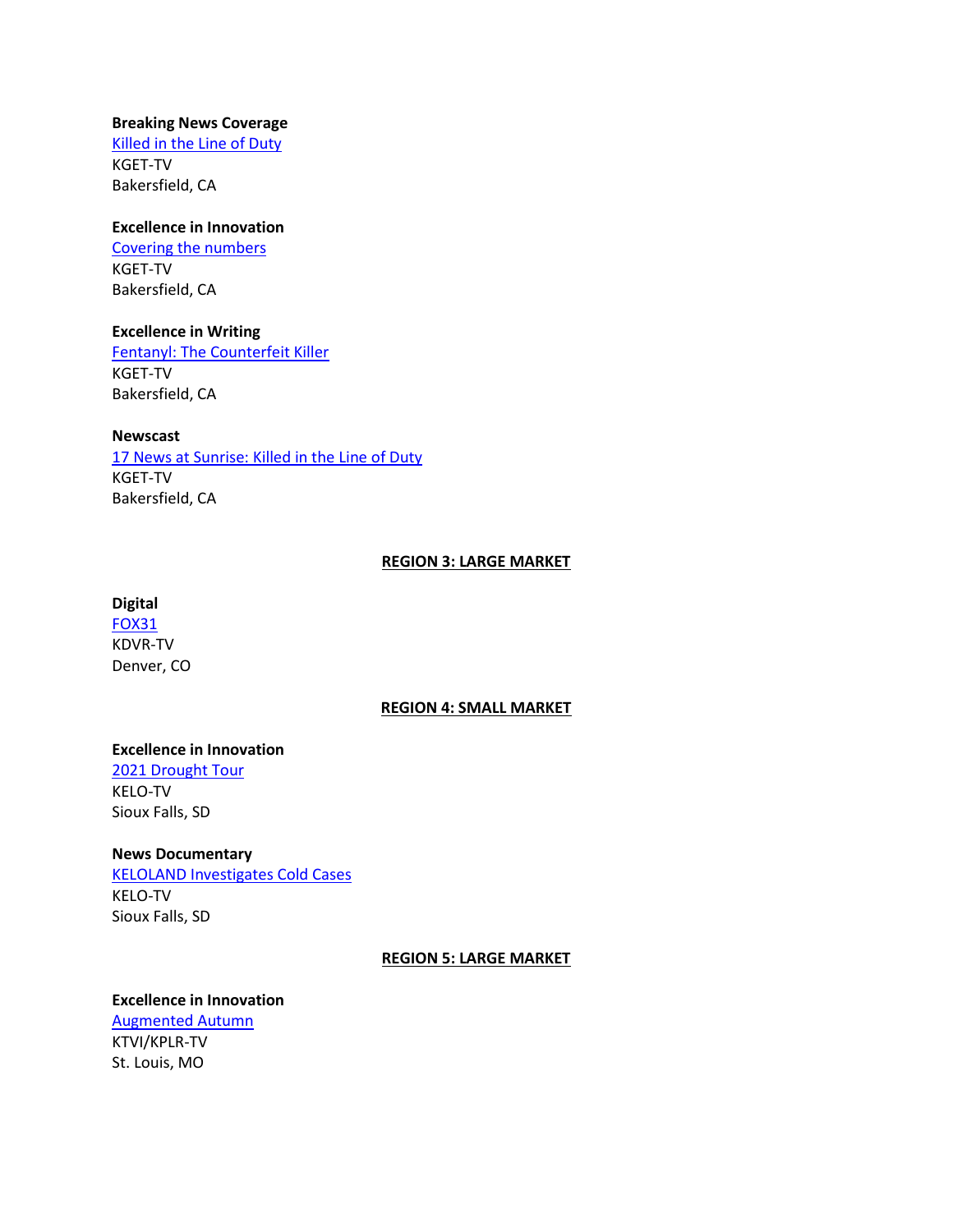**Breaking News Coverage**
Killed in the Line of Duty
KGET-TV
Bakersfield, CA

**Excellence in Innovation**
Covering the numbers
KGET-TV
Bakersfield, CA

**Excellence in Writing**
Fentanyl: The Counterfeit Killer
KGET-TV
Bakersfield, CA

**Newscast**
17 News at Sunrise: Killed in the Line of Duty
KGET-TV
Bakersfield, CA

## REGION 3: LARGE MARKET

**Digital**
FOX31
KDVR-TV
Denver, CO

## REGION 4: SMALL MARKET

**Excellence in Innovation**
2021 Drought Tour
KELO-TV
Sioux Falls, SD

**News Documentary**
KELOLAND Investigates Cold Cases
KELO-TV
Sioux Falls, SD

## REGION 5: LARGE MARKET

**Excellence in Innovation**
Augmented Autumn
KTVI/KPLR-TV
St. Louis, MO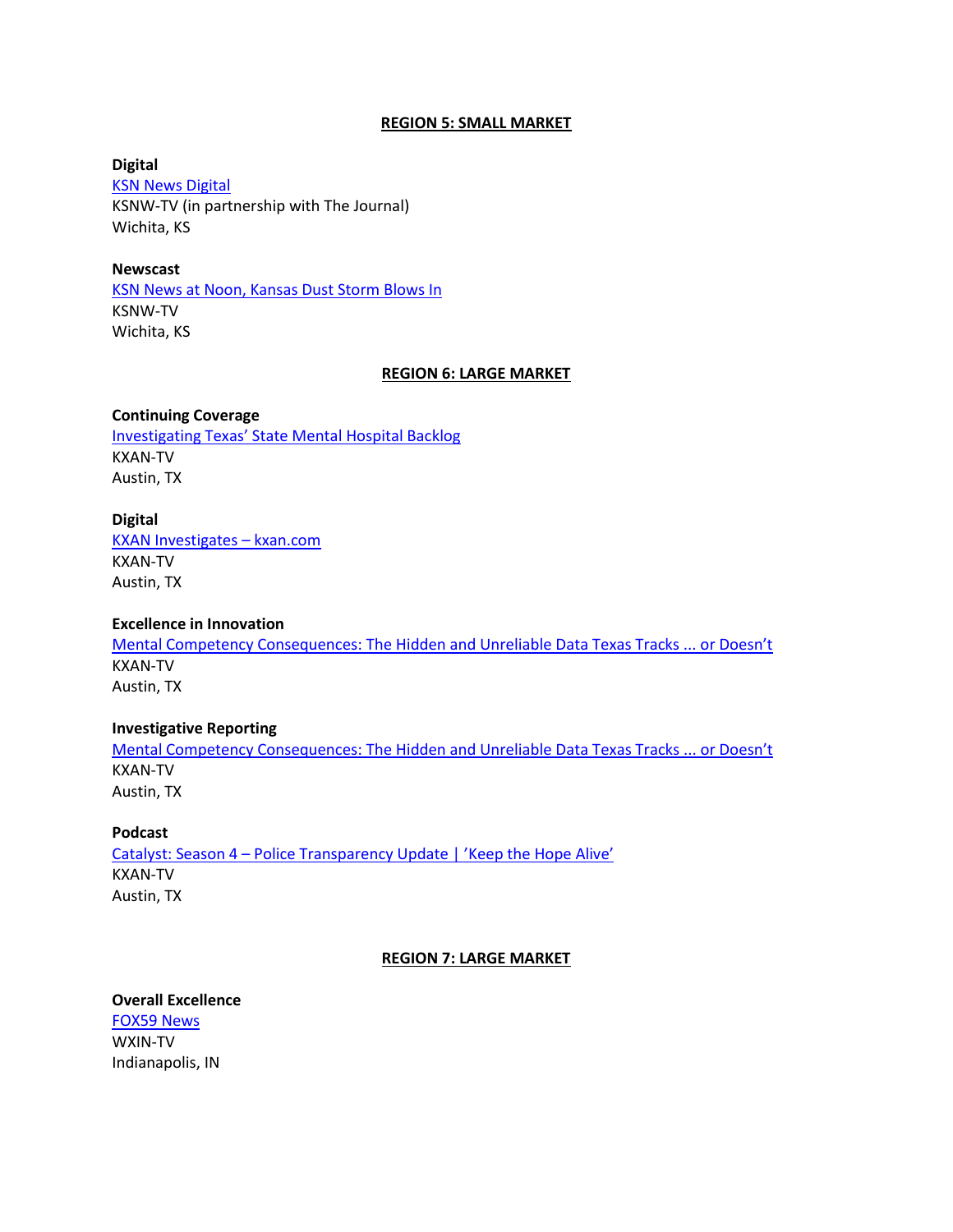## REGION 5: SMALL MARKET

**Digital**
KSN News Digital
KSNW-TV (in partnership with The Journal)
Wichita, KS

**Newscast**
KSN News at Noon, Kansas Dust Storm Blows In
KSNW-TV
Wichita, KS

## REGION 6: LARGE MARKET

**Continuing Coverage**
Investigating Texas' State Mental Hospital Backlog
KXAN-TV
Austin, TX

**Digital**
KXAN Investigates – kxan.com
KXAN-TV
Austin, TX

**Excellence in Innovation**
Mental Competency Consequences: The Hidden and Unreliable Data Texas Tracks ... or Doesn't
KXAN-TV
Austin, TX

**Investigative Reporting**
Mental Competency Consequences: The Hidden and Unreliable Data Texas Tracks ... or Doesn't
KXAN-TV
Austin, TX

**Podcast**
Catalyst: Season 4 – Police Transparency Update | 'Keep the Hope Alive'
KXAN-TV
Austin, TX

## REGION 7: LARGE MARKET

**Overall Excellence**
FOX59 News
WXIN-TV
Indianapolis, IN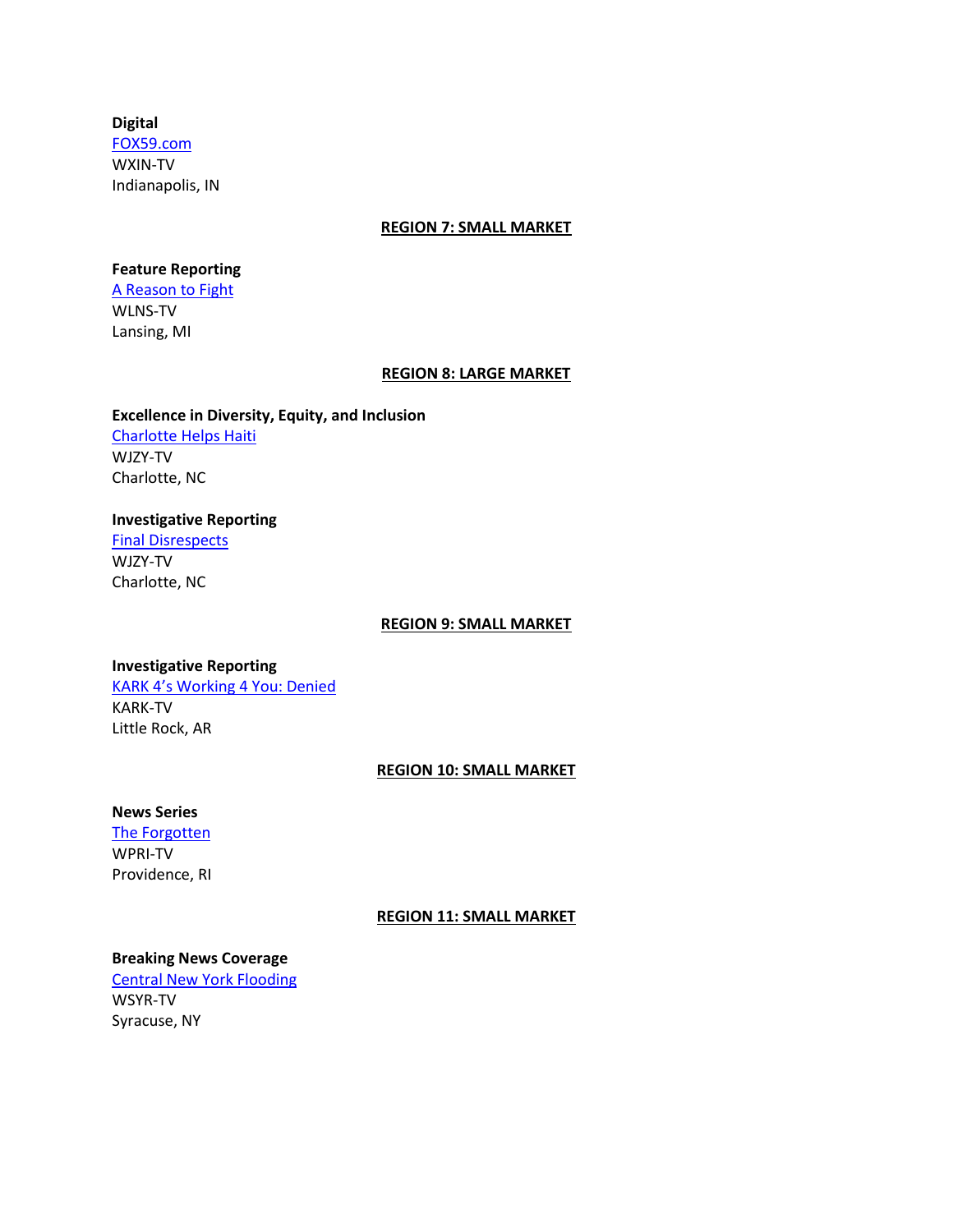**Digital**
FOX59.com
WXIN-TV
Indianapolis, IN

## REGION 7: SMALL MARKET

**Feature Reporting**
A Reason to Fight
WLNS-TV
Lansing, MI

## REGION 8: LARGE MARKET

**Excellence in Diversity, Equity, and Inclusion**
Charlotte Helps Haiti
WJZY-TV
Charlotte, NC

**Investigative Reporting**
Final Disrespects
WJZY-TV
Charlotte, NC

## REGION 9: SMALL MARKET

**Investigative Reporting**
KARK 4's Working 4 You: Denied
KARK-TV
Little Rock, AR

## REGION 10: SMALL MARKET

**News Series**
The Forgotten
WPRI-TV
Providence, RI

## REGION 11: SMALL MARKET

**Breaking News Coverage**
Central New York Flooding
WSYR-TV
Syracuse, NY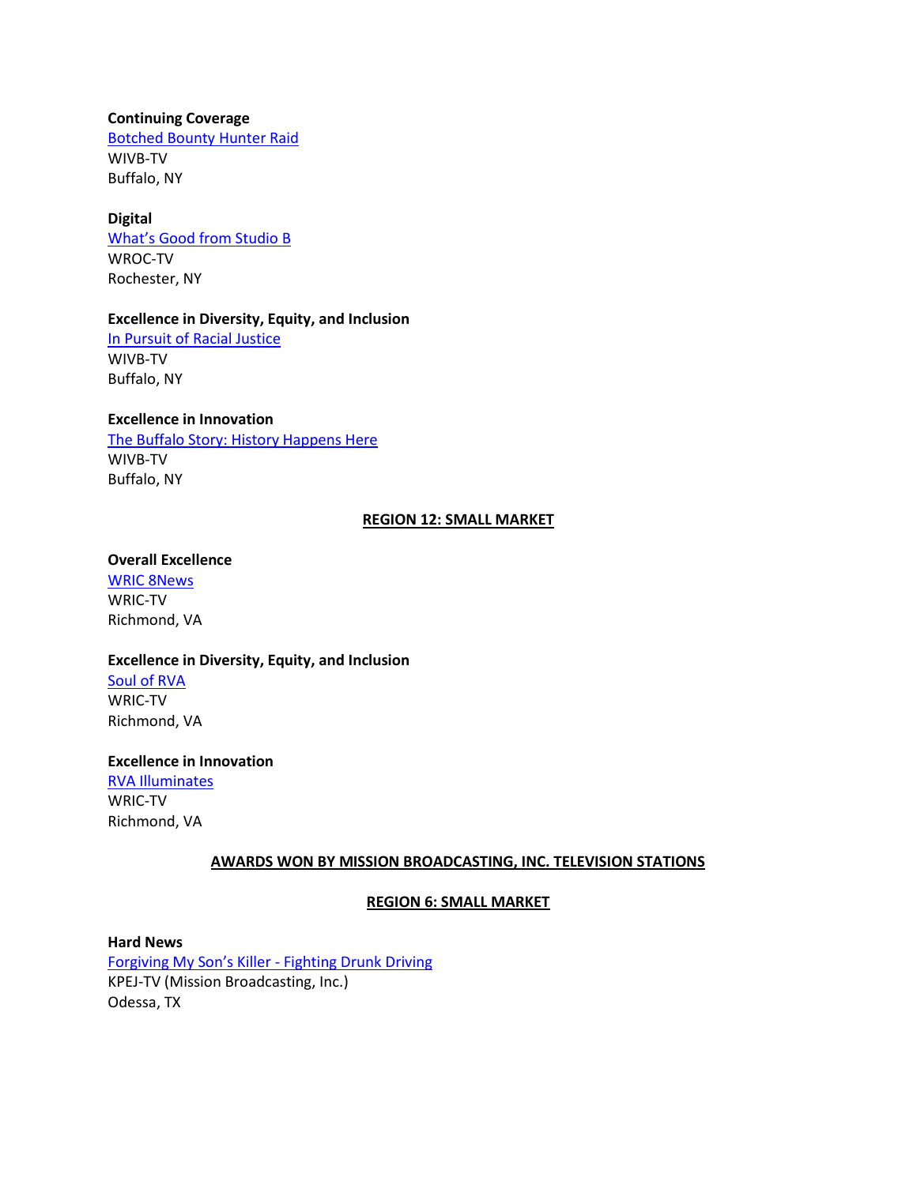**Continuing Coverage**
Botched Bounty Hunter Raid
WIVB-TV
Buffalo, NY

**Digital**
What's Good from Studio B
WROC-TV
Rochester, NY

**Excellence in Diversity, Equity, and Inclusion**
In Pursuit of Racial Justice
WIVB-TV
Buffalo, NY

**Excellence in Innovation**
The Buffalo Story: History Happens Here
WIVB-TV
Buffalo, NY

## REGION 12: SMALL MARKET

**Overall Excellence**
WRIC 8News
WRIC-TV
Richmond, VA

**Excellence in Diversity, Equity, and Inclusion**
Soul of RVA
WRIC-TV
Richmond, VA

**Excellence in Innovation**
RVA Illuminates
WRIC-TV
Richmond, VA

## AWARDS WON BY MISSION BROADCASTING, INC. TELEVISION STATIONS

## REGION 6: SMALL MARKET

**Hard News**
Forgiving My Son's Killer - Fighting Drunk Driving
KPEJ-TV (Mission Broadcasting, Inc.)
Odessa, TX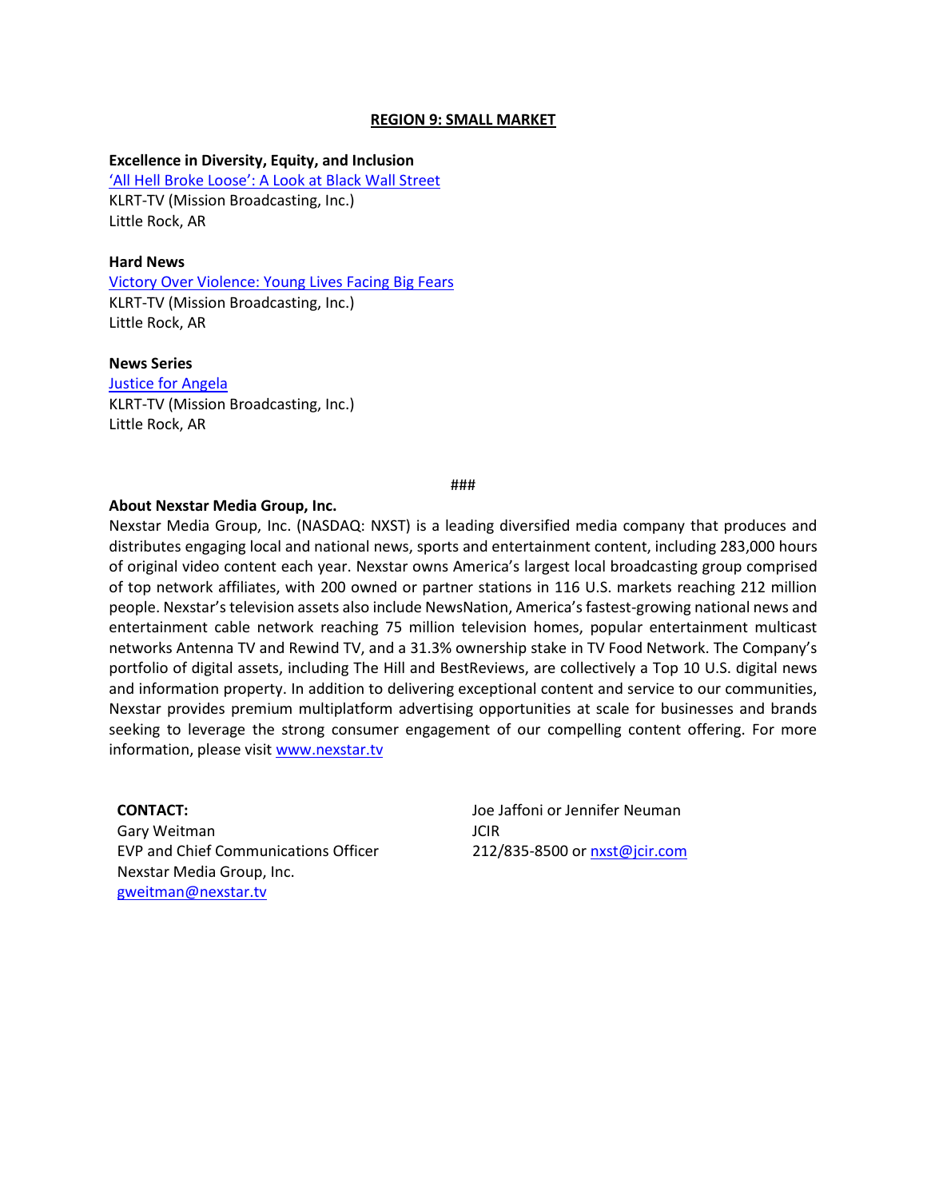## REGION 9: SMALL MARKET

**Excellence in Diversity, Equity, and Inclusion**
'All Hell Broke Loose': A Look at Black Wall Street
KLRT-TV (Mission Broadcasting, Inc.)
Little Rock, AR

**Hard News**
Victory Over Violence: Young Lives Facing Big Fears
KLRT-TV (Mission Broadcasting, Inc.)
Little Rock, AR

**News Series**
Justice for Angela
KLRT-TV (Mission Broadcasting, Inc.)
Little Rock, AR

###

**About Nexstar Media Group, Inc.**
Nexstar Media Group, Inc. (NASDAQ: NXST) is a leading diversified media company that produces and distributes engaging local and national news, sports and entertainment content, including 283,000 hours of original video content each year. Nexstar owns America's largest local broadcasting group comprised of top network affiliates, with 200 owned or partner stations in 116 U.S. markets reaching 212 million people. Nexstar's television assets also include NewsNation, America's fastest-growing national news and entertainment cable network reaching 75 million television homes, popular entertainment multicast networks Antenna TV and Rewind TV, and a 31.3% ownership stake in TV Food Network. The Company's portfolio of digital assets, including The Hill and BestReviews, are collectively a Top 10 U.S. digital news and information property. In addition to delivering exceptional content and service to our communities, Nexstar provides premium multiplatform advertising opportunities at scale for businesses and brands seeking to leverage the strong consumer engagement of our compelling content offering. For more information, please visit www.nexstar.tv

**CONTACT:**
Gary Weitman
EVP and Chief Communications Officer
Nexstar Media Group, Inc.
gweitman@nexstar.tv

Joe Jaffoni or Jennifer Neuman
JCIR
212/835-8500 or nxst@jcir.com